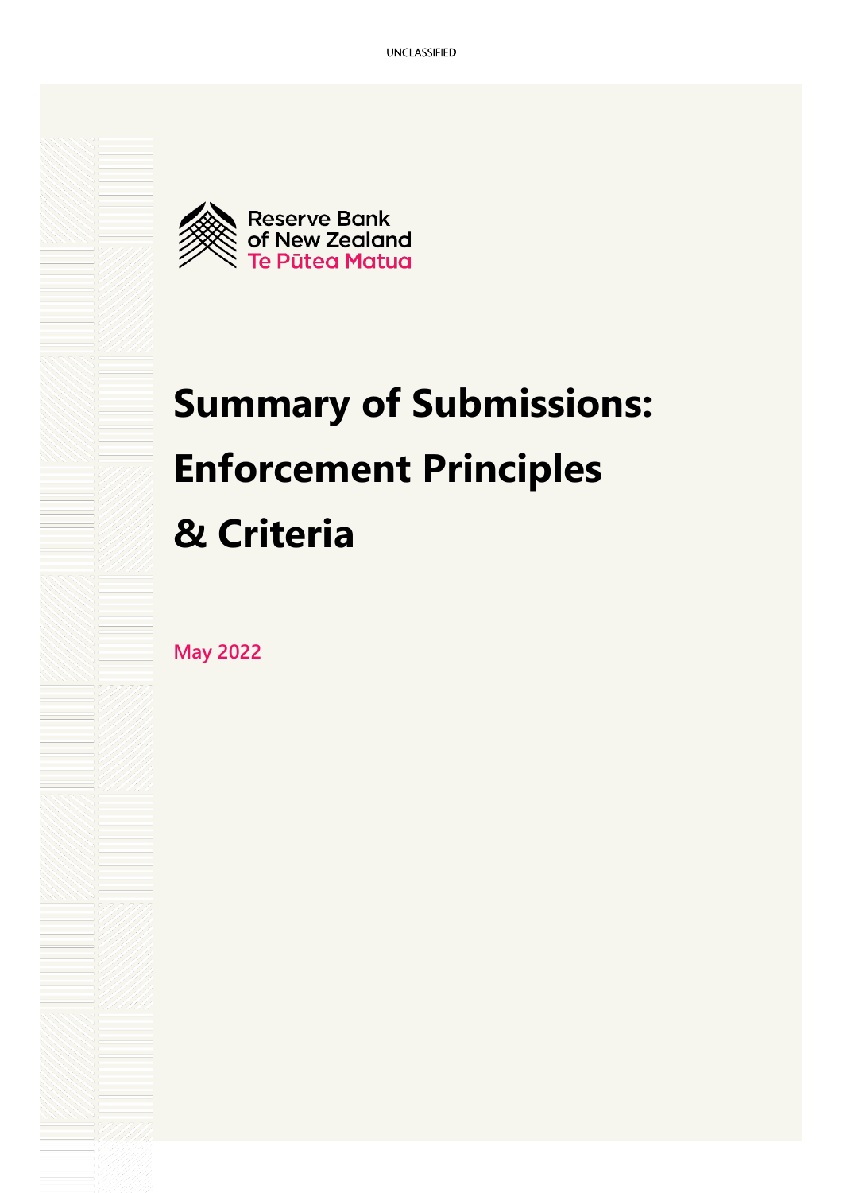UNCLASSIFIED

Reserve Bank of New Zealand
Te Pūtea Matua

# Summary of Submissions: Enforcement Principles & Criteria

May 2022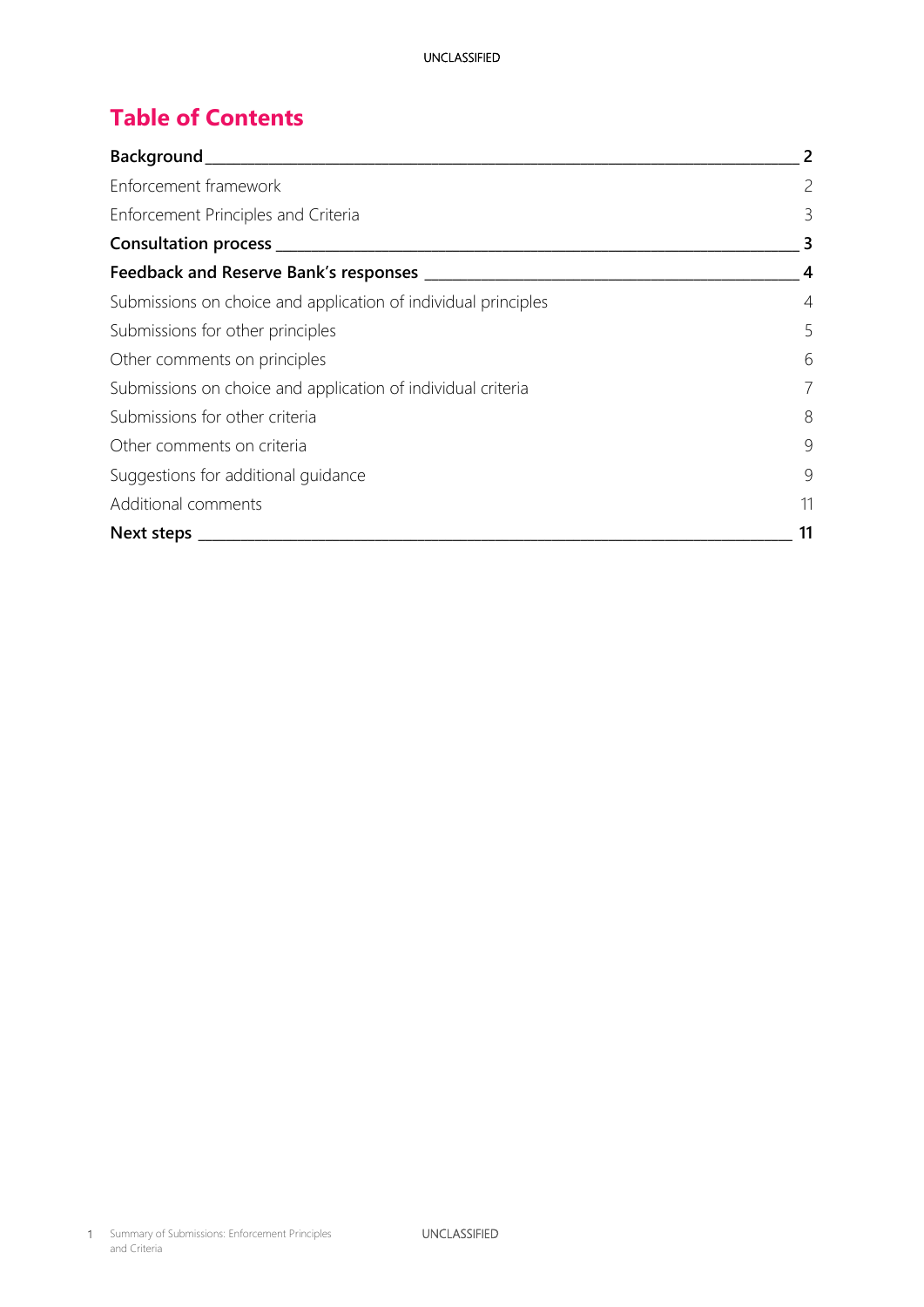# Table of Contents

| | |
|---|---|
| **Background** | **2** |
| Enforcement framework | 2 |
| Enforcement Principles and Criteria | 3 |
| **Consultation process** | **3** |
| **Feedback and Reserve Bank's responses** | **4** |
| Submissions on choice and application of individual principles | 4 |
| Submissions for other principles | 5 |
| Other comments on principles | 6 |
| Submissions on choice and application of individual criteria | 7 |
| Submissions for other criteria | 8 |
| Other comments on criteria | 9 |
| Suggestions for additional guidance | 9 |
| Additional comments | 11 |
| **Next steps** | **11** |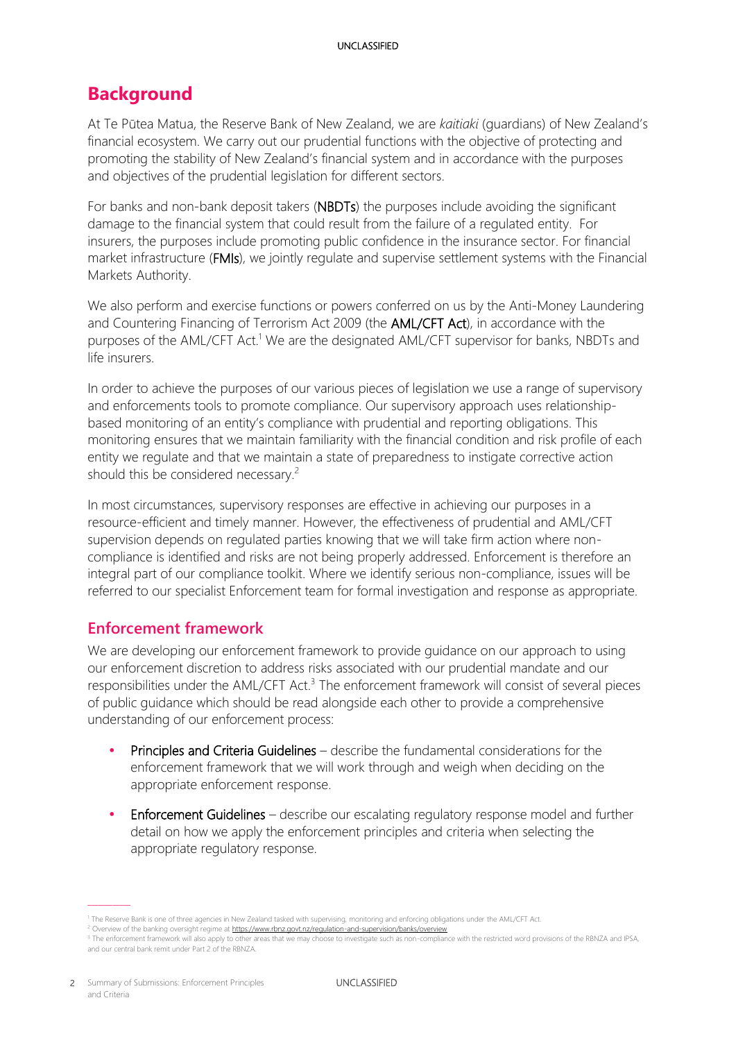# Background

At Te Pūtea Matua, the Reserve Bank of New Zealand, we are *kaitiaki* (guardians) of New Zealand's financial ecosystem. We carry out our prudential functions with the objective of protecting and promoting the stability of New Zealand's financial system and in accordance with the purposes and objectives of the prudential legislation for different sectors.

For banks and non-bank deposit takers (**NBDTs**) the purposes include avoiding the significant damage to the financial system that could result from the failure of a regulated entity. For insurers, the purposes include promoting public confidence in the insurance sector. For financial market infrastructure (**FMIs**), we jointly regulate and supervise settlement systems with the Financial Markets Authority.

We also perform and exercise functions or powers conferred on us by the Anti-Money Laundering and Countering Financing of Terrorism Act 2009 (the **AML/CFT Act**), in accordance with the purposes of the AML/CFT Act.[1] We are the designated AML/CFT supervisor for banks, NBDTs and life insurers.

In order to achieve the purposes of our various pieces of legislation we use a range of supervisory and enforcements tools to promote compliance. Our supervisory approach uses relationship-based monitoring of an entity's compliance with prudential and reporting obligations. This monitoring ensures that we maintain familiarity with the financial condition and risk profile of each entity we regulate and that we maintain a state of preparedness to instigate corrective action should this be considered necessary.[2]

In most circumstances, supervisory responses are effective in achieving our purposes in a resource-efficient and timely manner. However, the effectiveness of prudential and AML/CFT supervision depends on regulated parties knowing that we will take firm action where non-compliance is identified and risks are not being properly addressed. Enforcement is therefore an integral part of our compliance toolkit. Where we identify serious non-compliance, issues will be referred to our specialist Enforcement team for formal investigation and response as appropriate.

## Enforcement framework

We are developing our enforcement framework to provide guidance on our approach to using our enforcement discretion to address risks associated with our prudential mandate and our responsibilities under the AML/CFT Act.[3] The enforcement framework will consist of several pieces of public guidance which should be read alongside each other to provide a comprehensive understanding of our enforcement process:

- **Principles and Criteria Guidelines** – describe the fundamental considerations for the enforcement framework that we will work through and weigh when deciding on the appropriate enforcement response.
- **Enforcement Guidelines** – describe our escalating regulatory response model and further detail on how we apply the enforcement principles and criteria when selecting the appropriate regulatory response.

---

[1] The Reserve Bank is one of three agencies in New Zealand tasked with supervising, monitoring and enforcing obligations under the AML/CFT Act.

[2] Overview of the banking oversight regime at https://www.rbnz.govt.nz/regulation-and-supervision/banks/overview

[3] The enforcement framework will also apply to other areas that we may choose to investigate such as non-compliance with the restricted word provisions of the RBNZA and IPSA, and our central bank remit under Part 2 of the RBNZA.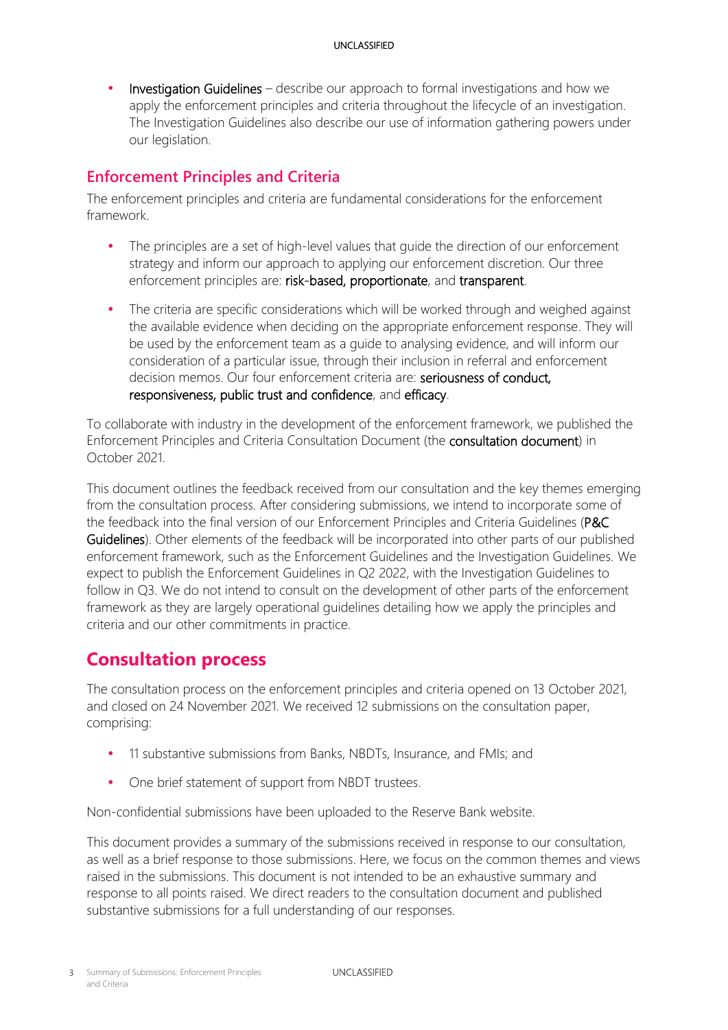- **Investigation Guidelines** – describe our approach to formal investigations and how we apply the enforcement principles and criteria throughout the lifecycle of an investigation. The Investigation Guidelines also describe our use of information gathering powers under our legislation.

## Enforcement Principles and Criteria

The enforcement principles and criteria are fundamental considerations for the enforcement framework.

- The principles are a set of high-level values that guide the direction of our enforcement strategy and inform our approach to applying our enforcement discretion. Our three enforcement principles are: **risk-based, proportionate**, and **transparent**.

- The criteria are specific considerations which will be worked through and weighed against the available evidence when deciding on the appropriate enforcement response. They will be used by the enforcement team as a guide to analysing evidence, and will inform our consideration of a particular issue, through their inclusion in referral and enforcement decision memos. Our four enforcement criteria are: **seriousness of conduct, responsiveness, public trust and confidence**, and **efficacy**.

To collaborate with industry in the development of the enforcement framework, we published the Enforcement Principles and Criteria Consultation Document (the **consultation document**) in October 2021.

This document outlines the feedback received from our consultation and the key themes emerging from the consultation process. After considering submissions, we intend to incorporate some of the feedback into the final version of our Enforcement Principles and Criteria Guidelines (**P&C Guidelines**). Other elements of the feedback will be incorporated into other parts of our published enforcement framework, such as the Enforcement Guidelines and the Investigation Guidelines. We expect to publish the Enforcement Guidelines in Q2 2022, with the Investigation Guidelines to follow in Q3. We do not intend to consult on the development of other parts of the enforcement framework as they are largely operational guidelines detailing how we apply the principles and criteria and our other commitments in practice.

# Consultation process

The consultation process on the enforcement principles and criteria opened on 13 October 2021, and closed on 24 November 2021. We received 12 submissions on the consultation paper, comprising:

- 11 substantive submissions from Banks, NBDTs, Insurance, and FMIs; and

- One brief statement of support from NBDT trustees.

Non-confidential submissions have been uploaded to the Reserve Bank website.

This document provides a summary of the submissions received in response to our consultation, as well as a brief response to those submissions. Here, we focus on the common themes and views raised in the submissions. This document is not intended to be an exhaustive summary and response to all points raised. We direct readers to the consultation document and published substantive submissions for a full understanding of our responses.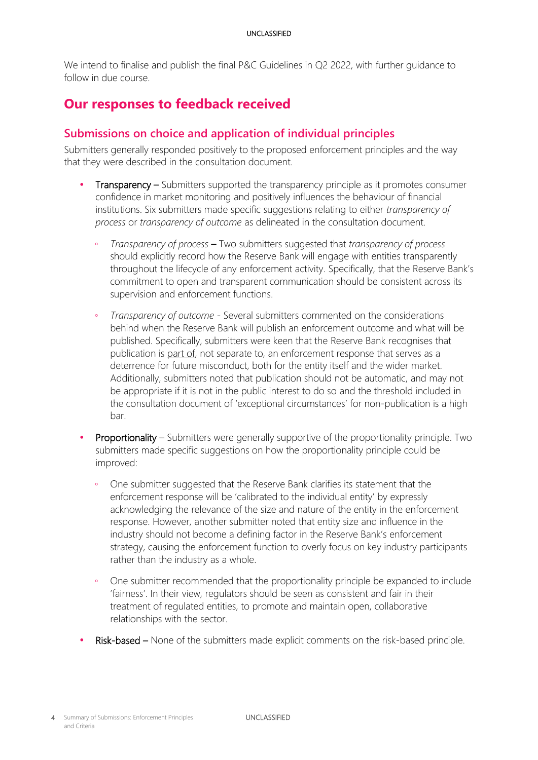We intend to finalise and publish the final P&C Guidelines in Q2 2022, with further guidance to follow in due course.

## Our responses to feedback received

### Submissions on choice and application of individual principles

Submitters generally responded positively to the proposed enforcement principles and the way that they were described in the consultation document.

- Transparency – Submitters supported the transparency principle as it promotes consumer confidence in market monitoring and positively influences the behaviour of financial institutions. Six submitters made specific suggestions relating to either *transparency of process* or *transparency of outcome* as delineated in the consultation document.
  - *Transparency of process* – Two submitters suggested that *transparency of process* should explicitly record how the Reserve Bank will engage with entities transparently throughout the lifecycle of any enforcement activity. Specifically, that the Reserve Bank's commitment to open and transparent communication should be consistent across its supervision and enforcement functions.
  - *Transparency of outcome* - Several submitters commented on the considerations behind when the Reserve Bank will publish an enforcement outcome and what will be published. Specifically, submitters were keen that the Reserve Bank recognises that publication is <u>part of</u>, not separate to, an enforcement response that serves as a deterrence for future misconduct, both for the entity itself and the wider market. Additionally, submitters noted that publication should not be automatic, and may not be appropriate if it is not in the public interest to do so and the threshold included in the consultation document of 'exceptional circumstances' for non-publication is a high bar.
- Proportionality – Submitters were generally supportive of the proportionality principle. Two submitters made specific suggestions on how the proportionality principle could be improved:
  - One submitter suggested that the Reserve Bank clarifies its statement that the enforcement response will be 'calibrated to the individual entity' by expressly acknowledging the relevance of the size and nature of the entity in the enforcement response. However, another submitter noted that entity size and influence in the industry should not become a defining factor in the Reserve Bank's enforcement strategy, causing the enforcement function to overly focus on key industry participants rather than the industry as a whole.
  - One submitter recommended that the proportionality principle be expanded to include 'fairness'. In their view, regulators should be seen as consistent and fair in their treatment of regulated entities, to promote and maintain open, collaborative relationships with the sector.
- Risk-based – None of the submitters made explicit comments on the risk-based principle.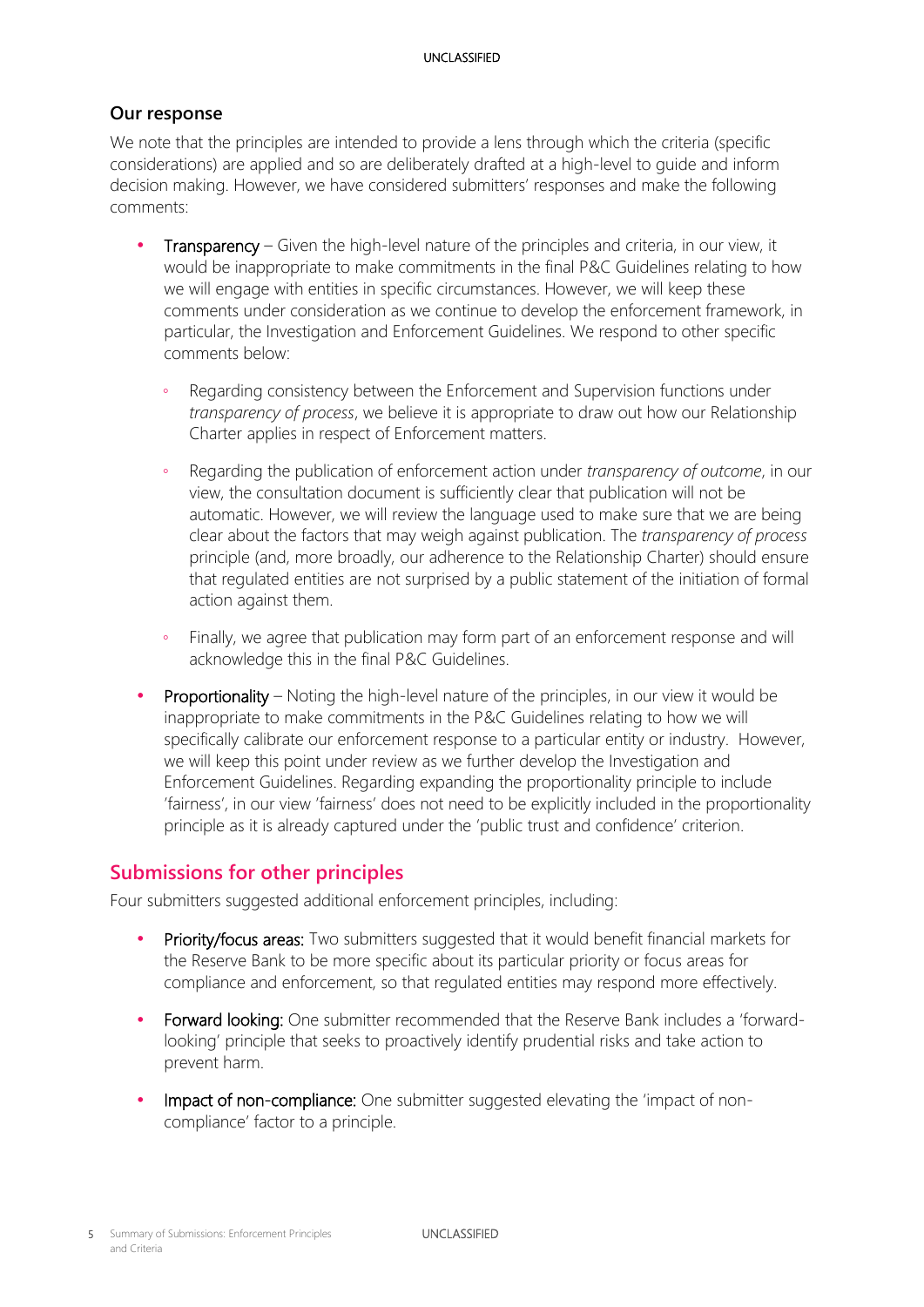### Our response

We note that the principles are intended to provide a lens through which the criteria (specific considerations) are applied and so are deliberately drafted at a high-level to guide and inform decision making. However, we have considered submitters' responses and make the following comments:

- Transparency – Given the high-level nature of the principles and criteria, in our view, it would be inappropriate to make commitments in the final P&C Guidelines relating to how we will engage with entities in specific circumstances. However, we will keep these comments under consideration as we continue to develop the enforcement framework, in particular, the Investigation and Enforcement Guidelines. We respond to other specific comments below:
    - Regarding consistency between the Enforcement and Supervision functions under *transparency of process*, we believe it is appropriate to draw out how our Relationship Charter applies in respect of Enforcement matters.
    - Regarding the publication of enforcement action under *transparency of outcome*, in our view, the consultation document is sufficiently clear that publication will not be automatic. However, we will review the language used to make sure that we are being clear about the factors that may weigh against publication. The *transparency of process* principle (and, more broadly, our adherence to the Relationship Charter) should ensure that regulated entities are not surprised by a public statement of the initiation of formal action against them.
    - Finally, we agree that publication may form part of an enforcement response and will acknowledge this in the final P&C Guidelines.
- Proportionality – Noting the high-level nature of the principles, in our view it would be inappropriate to make commitments in the P&C Guidelines relating to how we will specifically calibrate our enforcement response to a particular entity or industry. However, we will keep this point under review as we further develop the Investigation and Enforcement Guidelines. Regarding expanding the proportionality principle to include 'fairness', in our view 'fairness' does not need to be explicitly included in the proportionality principle as it is already captured under the 'public trust and confidence' criterion.

## Submissions for other principles

Four submitters suggested additional enforcement principles, including:

- **Priority/focus areas:** Two submitters suggested that it would benefit financial markets for the Reserve Bank to be more specific about its particular priority or focus areas for compliance and enforcement, so that regulated entities may respond more effectively.
- **Forward looking:** One submitter recommended that the Reserve Bank includes a 'forward-looking' principle that seeks to proactively identify prudential risks and take action to prevent harm.
- **Impact of non-compliance:** One submitter suggested elevating the 'impact of non-compliance' factor to a principle.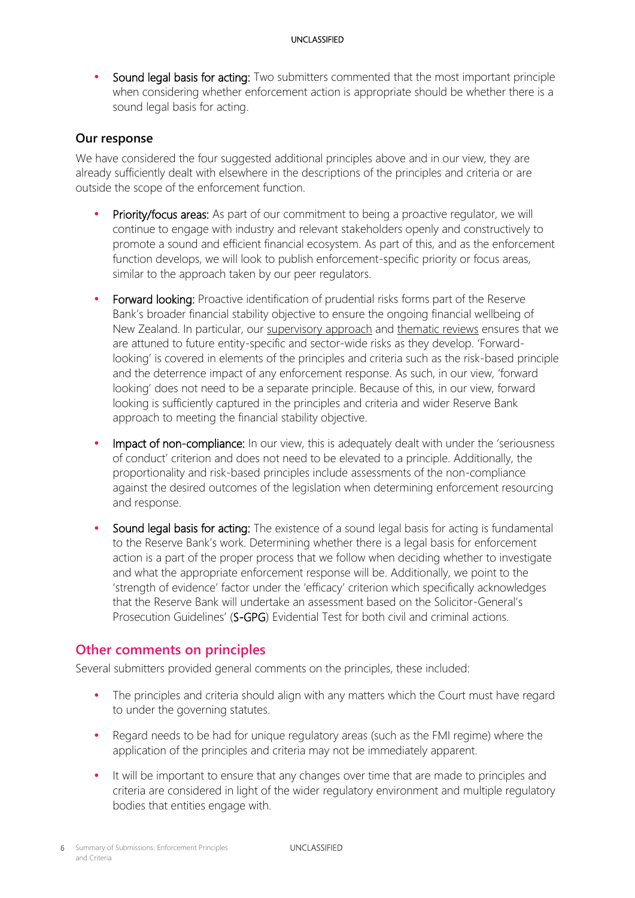- **Sound legal basis for acting:** Two submitters commented that the most important principle when considering whether enforcement action is appropriate should be whether there is a sound legal basis for acting.

### Our response

We have considered the four suggested additional principles above and in our view, they are already sufficiently dealt with elsewhere in the descriptions of the principles and criteria or are outside the scope of the enforcement function.

- **Priority/focus areas:** As part of our commitment to being a proactive regulator, we will continue to engage with industry and relevant stakeholders openly and constructively to promote a sound and efficient financial ecosystem. As part of this, and as the enforcement function develops, we will look to publish enforcement-specific priority or focus areas, similar to the approach taken by our peer regulators.

- **Forward looking:** Proactive identification of prudential risks forms part of the Reserve Bank's broader financial stability objective to ensure the ongoing financial wellbeing of New Zealand. In particular, our supervisory approach and thematic reviews ensures that we are attuned to future entity-specific and sector-wide risks as they develop. 'Forward-looking' is covered in elements of the principles and criteria such as the risk-based principle and the deterrence impact of any enforcement response. As such, in our view, 'forward looking' does not need to be a separate principle. Because of this, in our view, forward looking is sufficiently captured in the principles and criteria and wider Reserve Bank approach to meeting the financial stability objective.

- **Impact of non-compliance:** In our view, this is adequately dealt with under the 'seriousness of conduct' criterion and does not need to be elevated to a principle. Additionally, the proportionality and risk-based principles include assessments of the non-compliance against the desired outcomes of the legislation when determining enforcement resourcing and response.

- **Sound legal basis for acting:** The existence of a sound legal basis for acting is fundamental to the Reserve Bank's work. Determining whether there is a legal basis for enforcement action is a part of the proper process that we follow when deciding whether to investigate and what the appropriate enforcement response will be. Additionally, we point to the 'strength of evidence' factor under the 'efficacy' criterion which specifically acknowledges that the Reserve Bank will undertake an assessment based on the Solicitor-General's Prosecution Guidelines' (**S-GPG**) Evidential Test for both civil and criminal actions.

## Other comments on principles

Several submitters provided general comments on the principles, these included:

- The principles and criteria should align with any matters which the Court must have regard to under the governing statutes.

- Regard needs to be had for unique regulatory areas (such as the FMI regime) where the application of the principles and criteria may not be immediately apparent.

- It will be important to ensure that any changes over time that are made to principles and criteria are considered in light of the wider regulatory environment and multiple regulatory bodies that entities engage with.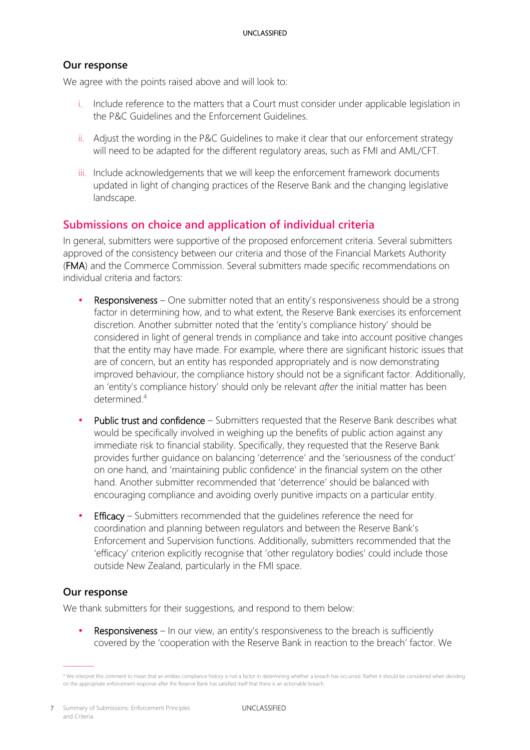### Our response

We agree with the points raised above and will look to:

i. Include reference to the matters that a Court must consider under applicable legislation in the P&C Guidelines and the Enforcement Guidelines.

ii. Adjust the wording in the P&C Guidelines to make it clear that our enforcement strategy will need to be adapted for the different regulatory areas, such as FMI and AML/CFT.

iii. Include acknowledgements that we will keep the enforcement framework documents updated in light of changing practices of the Reserve Bank and the changing legislative landscape.

## Submissions on choice and application of individual criteria

In general, submitters were supportive of the proposed enforcement criteria. Several submitters approved of the consistency between our criteria and those of the Financial Markets Authority (**FMA**) and the Commerce Commission. Several submitters made specific recommendations on individual criteria and factors:

- **Responsiveness** – One submitter noted that an entity's responsiveness should be a strong factor in determining how, and to what extent, the Reserve Bank exercises its enforcement discretion. Another submitter noted that the 'entity's compliance history' should be considered in light of general trends in compliance and take into account positive changes that the entity may have made. For example, where there are significant historic issues that are of concern, but an entity has responded appropriately and is now demonstrating improved behaviour, the compliance history should not be a significant factor. Additionally, an 'entity's compliance history' should only be relevant *after* the initial matter has been determined.[4]

- **Public trust and confidence** – Submitters requested that the Reserve Bank describes what would be specifically involved in weighing up the benefits of public action against any immediate risk to financial stability. Specifically, they requested that the Reserve Bank provides further guidance on balancing 'deterrence' and the 'seriousness of the conduct' on one hand, and 'maintaining public confidence' in the financial system on the other hand. Another submitter recommended that 'deterrence' should be balanced with encouraging compliance and avoiding overly punitive impacts on a particular entity.

- **Efficacy** – Submitters recommended that the guidelines reference the need for coordination and planning between regulators and between the Reserve Bank's Enforcement and Supervision functions. Additionally, submitters recommended that the 'efficacy' criterion explicitly recognise that 'other regulatory bodies' could include those outside New Zealand, particularly in the FMI space.

### Our response

We thank submitters for their suggestions, and respond to them below:

- **Responsiveness** – In our view, an entity's responsiveness to the breach is sufficiently covered by the 'cooperation with the Reserve Bank in reaction to the breach' factor. We

[4] We interpret this comment to mean that an entities compliance history is not a factor in determining whether a breach has occurred. Rather it should be considered when deciding on the appropriate enforcement response after the Reserve Bank has satisfied itself that there is an actionable breach.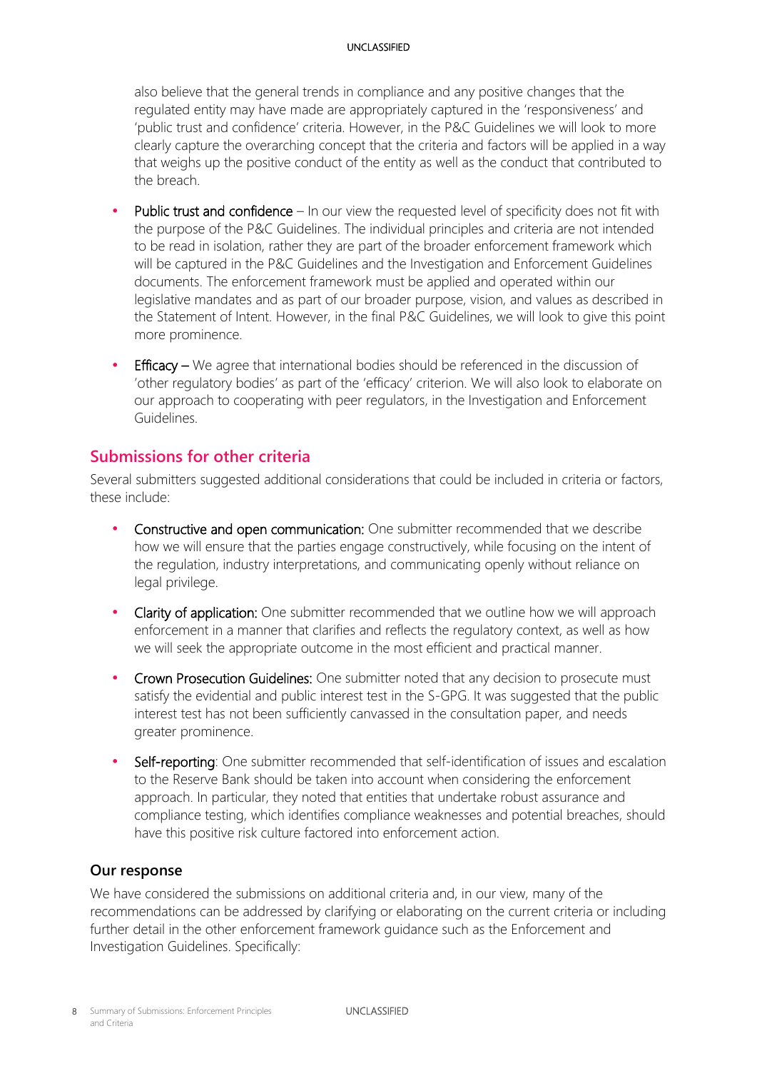also believe that the general trends in compliance and any positive changes that the regulated entity may have made are appropriately captured in the 'responsiveness' and 'public trust and confidence' criteria. However, in the P&C Guidelines we will look to more clearly capture the overarching concept that the criteria and factors will be applied in a way that weighs up the positive conduct of the entity as well as the conduct that contributed to the breach.

- Public trust and confidence – In our view the requested level of specificity does not fit with the purpose of the P&C Guidelines. The individual principles and criteria are not intended to be read in isolation, rather they are part of the broader enforcement framework which will be captured in the P&C Guidelines and the Investigation and Enforcement Guidelines documents. The enforcement framework must be applied and operated within our legislative mandates and as part of our broader purpose, vision, and values as described in the Statement of Intent. However, in the final P&C Guidelines, we will look to give this point more prominence.
- Efficacy – We agree that international bodies should be referenced in the discussion of 'other regulatory bodies' as part of the 'efficacy' criterion. We will also look to elaborate on our approach to cooperating with peer regulators, in the Investigation and Enforcement Guidelines.

## Submissions for other criteria

Several submitters suggested additional considerations that could be included in criteria or factors, these include:

- Constructive and open communication: One submitter recommended that we describe how we will ensure that the parties engage constructively, while focusing on the intent of the regulation, industry interpretations, and communicating openly without reliance on legal privilege.
- Clarity of application: One submitter recommended that we outline how we will approach enforcement in a manner that clarifies and reflects the regulatory context, as well as how we will seek the appropriate outcome in the most efficient and practical manner.
- Crown Prosecution Guidelines: One submitter noted that any decision to prosecute must satisfy the evidential and public interest test in the S-GPG. It was suggested that the public interest test has not been sufficiently canvassed in the consultation paper, and needs greater prominence.
- Self-reporting: One submitter recommended that self-identification of issues and escalation to the Reserve Bank should be taken into account when considering the enforcement approach. In particular, they noted that entities that undertake robust assurance and compliance testing, which identifies compliance weaknesses and potential breaches, should have this positive risk culture factored into enforcement action.

### Our response

We have considered the submissions on additional criteria and, in our view, many of the recommendations can be addressed by clarifying or elaborating on the current criteria or including further detail in the other enforcement framework guidance such as the Enforcement and Investigation Guidelines. Specifically: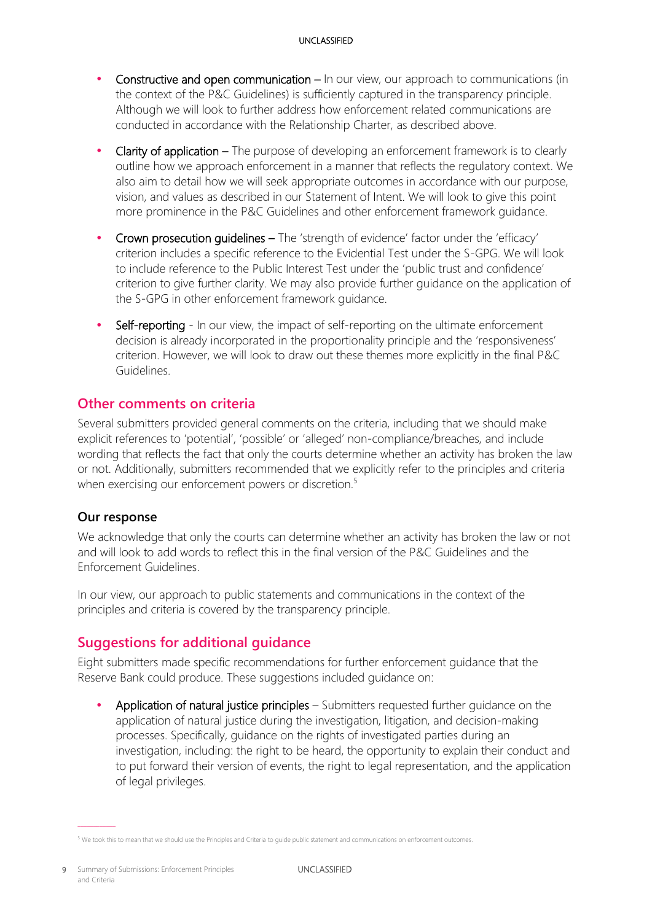- Constructive and open communication – In our view, our approach to communications (in the context of the P&C Guidelines) is sufficiently captured in the transparency principle. Although we will look to further address how enforcement related communications are conducted in accordance with the Relationship Charter, as described above.
- Clarity of application – The purpose of developing an enforcement framework is to clearly outline how we approach enforcement in a manner that reflects the regulatory context. We also aim to detail how we will seek appropriate outcomes in accordance with our purpose, vision, and values as described in our Statement of Intent. We will look to give this point more prominence in the P&C Guidelines and other enforcement framework guidance.
- Crown prosecution guidelines – The 'strength of evidence' factor under the 'efficacy' criterion includes a specific reference to the Evidential Test under the S-GPG. We will look to include reference to the Public Interest Test under the 'public trust and confidence' criterion to give further clarity. We may also provide further guidance on the application of the S-GPG in other enforcement framework guidance.
- Self-reporting - In our view, the impact of self-reporting on the ultimate enforcement decision is already incorporated in the proportionality principle and the 'responsiveness' criterion. However, we will look to draw out these themes more explicitly in the final P&C Guidelines.

## Other comments on criteria

Several submitters provided general comments on the criteria, including that we should make explicit references to 'potential', 'possible' or 'alleged' non-compliance/breaches, and include wording that reflects the fact that only the courts determine whether an activity has broken the law or not. Additionally, submitters recommended that we explicitly refer to the principles and criteria when exercising our enforcement powers or discretion.[5]

### Our response

We acknowledge that only the courts can determine whether an activity has broken the law or not and will look to add words to reflect this in the final version of the P&C Guidelines and the Enforcement Guidelines.

In our view, our approach to public statements and communications in the context of the principles and criteria is covered by the transparency principle.

## Suggestions for additional guidance

Eight submitters made specific recommendations for further enforcement guidance that the Reserve Bank could produce. These suggestions included guidance on:

- Application of natural justice principles – Submitters requested further guidance on the application of natural justice during the investigation, litigation, and decision-making processes. Specifically, guidance on the rights of investigated parties during an investigation, including: the right to be heard, the opportunity to explain their conduct and to put forward their version of events, the right to legal representation, and the application of legal privileges.

[5] We took this to mean that we should use the Principles and Criteria to guide public statement and communications on enforcement outcomes.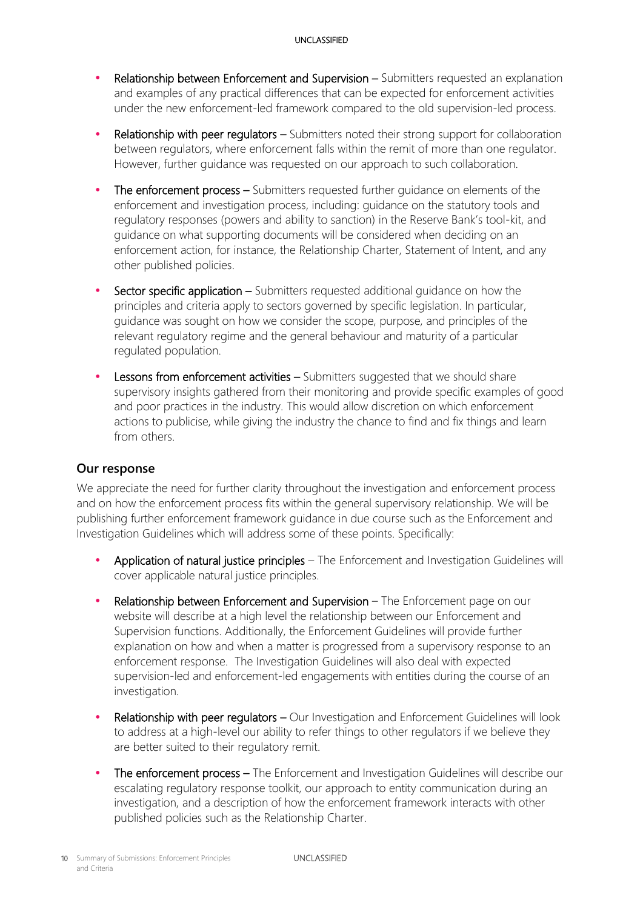- **Relationship between Enforcement and Supervision** – Submitters requested an explanation and examples of any practical differences that can be expected for enforcement activities under the new enforcement-led framework compared to the old supervision-led process.
- **Relationship with peer regulators** – Submitters noted their strong support for collaboration between regulators, where enforcement falls within the remit of more than one regulator. However, further guidance was requested on our approach to such collaboration.
- **The enforcement process** – Submitters requested further guidance on elements of the enforcement and investigation process, including: guidance on the statutory tools and regulatory responses (powers and ability to sanction) in the Reserve Bank's tool-kit, and guidance on what supporting documents will be considered when deciding on an enforcement action, for instance, the Relationship Charter, Statement of Intent, and any other published policies.
- **Sector specific application** – Submitters requested additional guidance on how the principles and criteria apply to sectors governed by specific legislation. In particular, guidance was sought on how we consider the scope, purpose, and principles of the relevant regulatory regime and the general behaviour and maturity of a particular regulated population.
- **Lessons from enforcement activities** – Submitters suggested that we should share supervisory insights gathered from their monitoring and provide specific examples of good and poor practices in the industry. This would allow discretion on which enforcement actions to publicise, while giving the industry the chance to find and fix things and learn from others.

### Our response

We appreciate the need for further clarity throughout the investigation and enforcement process and on how the enforcement process fits within the general supervisory relationship. We will be publishing further enforcement framework guidance in due course such as the Enforcement and Investigation Guidelines which will address some of these points. Specifically:

- **Application of natural justice principles** – The Enforcement and Investigation Guidelines will cover applicable natural justice principles.
- **Relationship between Enforcement and Supervision** – The Enforcement page on our website will describe at a high level the relationship between our Enforcement and Supervision functions. Additionally, the Enforcement Guidelines will provide further explanation on how and when a matter is progressed from a supervisory response to an enforcement response. The Investigation Guidelines will also deal with expected supervision-led and enforcement-led engagements with entities during the course of an investigation.
- **Relationship with peer regulators** – Our Investigation and Enforcement Guidelines will look to address at a high-level our ability to refer things to other regulators if we believe they are better suited to their regulatory remit.
- **The enforcement process** – The Enforcement and Investigation Guidelines will describe our escalating regulatory response toolkit, our approach to entity communication during an investigation, and a description of how the enforcement framework interacts with other published policies such as the Relationship Charter.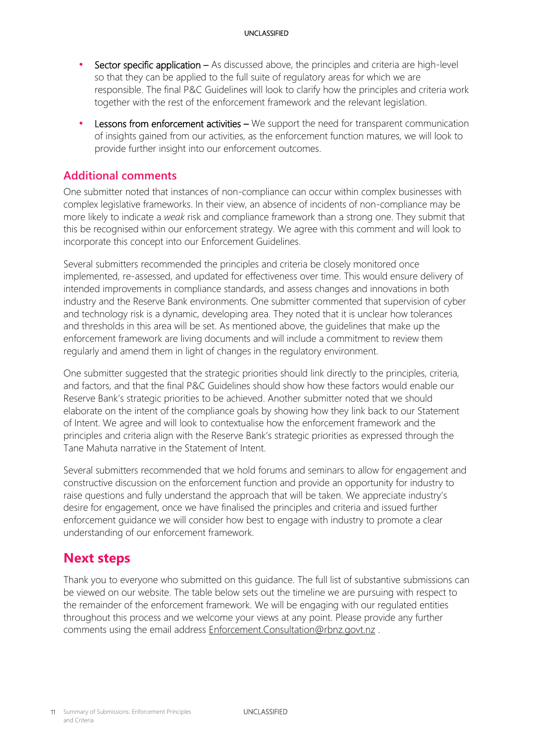- **Sector specific application** – As discussed above, the principles and criteria are high-level so that they can be applied to the full suite of regulatory areas for which we are responsible. The final P&C Guidelines will look to clarify how the principles and criteria work together with the rest of the enforcement framework and the relevant legislation.

- **Lessons from enforcement activities** – We support the need for transparent communication of insights gained from our activities, as the enforcement function matures, we will look to provide further insight into our enforcement outcomes.

## Additional comments

One submitter noted that instances of non-compliance can occur within complex businesses with complex legislative frameworks. In their view, an absence of incidents of non-compliance may be more likely to indicate a *weak* risk and compliance framework than a strong one. They submit that this be recognised within our enforcement strategy. We agree with this comment and will look to incorporate this concept into our Enforcement Guidelines.

Several submitters recommended the principles and criteria be closely monitored once implemented, re-assessed, and updated for effectiveness over time. This would ensure delivery of intended improvements in compliance standards, and assess changes and innovations in both industry and the Reserve Bank environments. One submitter commented that supervision of cyber and technology risk is a dynamic, developing area. They noted that it is unclear how tolerances and thresholds in this area will be set. As mentioned above, the guidelines that make up the enforcement framework are living documents and will include a commitment to review them regularly and amend them in light of changes in the regulatory environment.

One submitter suggested that the strategic priorities should link directly to the principles, criteria, and factors, and that the final P&C Guidelines should show how these factors would enable our Reserve Bank's strategic priorities to be achieved. Another submitter noted that we should elaborate on the intent of the compliance goals by showing how they link back to our Statement of Intent. We agree and will look to contextualise how the enforcement framework and the principles and criteria align with the Reserve Bank's strategic priorities as expressed through the Tane Mahuta narrative in the Statement of Intent.

Several submitters recommended that we hold forums and seminars to allow for engagement and constructive discussion on the enforcement function and provide an opportunity for industry to raise questions and fully understand the approach that will be taken. We appreciate industry's desire for engagement, once we have finalised the principles and criteria and issued further enforcement guidance we will consider how best to engage with industry to promote a clear understanding of our enforcement framework.

# Next steps

Thank you to everyone who submitted on this guidance. The full list of substantive submissions can be viewed on our website. The table below sets out the timeline we are pursuing with respect to the remainder of the enforcement framework. We will be engaging with our regulated entities throughout this process and we welcome your views at any point. Please provide any further comments using the email address Enforcement.Consultation@rbnz.govt.nz .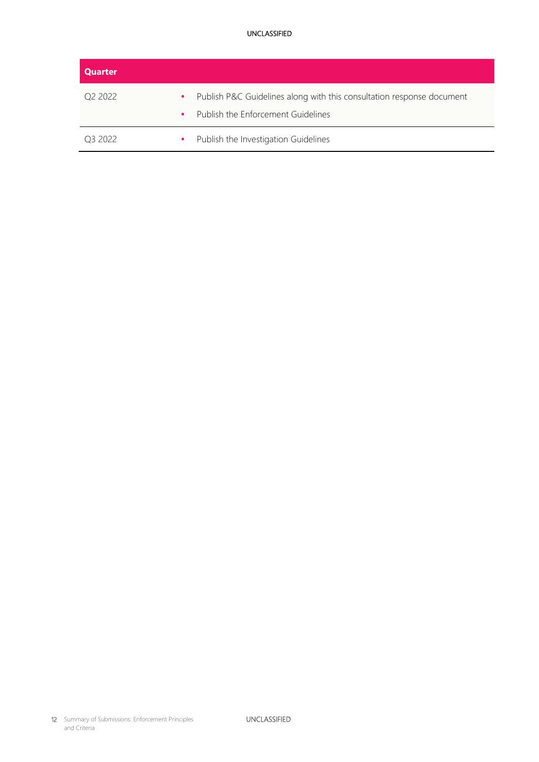| Quarter | |
|---|---|
| Q2 2022 | • Publish P&C Guidelines along with this consultation response document<br>• Publish the Enforcement Guidelines |
| Q3 2022 | • Publish the Investigation Guidelines |